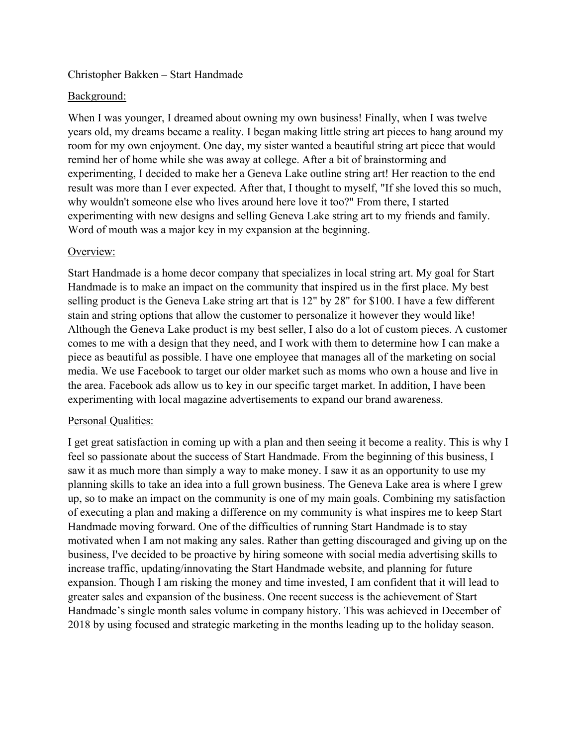Christopher Bakken – Start Handmade

## Background:

When I was younger, I dreamed about owning my own business! Finally, when I was twelve years old, my dreams became a reality. I began making little string art pieces to hang around my room for my own enjoyment. One day, my sister wanted a beautiful string art piece that would remind her of home while she was away at college. After a bit of brainstorming and experimenting, I decided to make her a Geneva Lake outline string art! Her reaction to the end result was more than I ever expected. After that, I thought to myself, "If she loved this so much, why wouldn't someone else who lives around here love it too?" From there, I started experimenting with new designs and selling Geneva Lake string art to my friends and family. Word of mouth was a major key in my expansion at the beginning.

## Overview:

Start Handmade is a home decor company that specializes in local string art. My goal for Start Handmade is to make an impact on the community that inspired us in the first place. My best selling product is the Geneva Lake string art that is 12" by 28" for $100. I have a few different stain and string options that allow the customer to personalize it however they would like! Although the Geneva Lake product is my best seller, I also do a lot of custom pieces. A customer comes to me with a design that they need, and I work with them to determine how I can make a piece as beautiful as possible. I have one employee that manages all of the marketing on social media. We use Facebook to target our older market such as moms who own a house and live in the area. Facebook ads allow us to key in our specific target market. In addition, I have been experimenting with local magazine advertisements to expand our brand awareness.

## Personal Qualities:

I get great satisfaction in coming up with a plan and then seeing it become a reality. This is why I feel so passionate about the success of Start Handmade. From the beginning of this business, I saw it as much more than simply a way to make money. I saw it as an opportunity to use my planning skills to take an idea into a full grown business. The Geneva Lake area is where I grew up, so to make an impact on the community is one of my main goals. Combining my satisfaction of executing a plan and making a difference on my community is what inspires me to keep Start Handmade moving forward. One of the difficulties of running Start Handmade is to stay motivated when I am not making any sales. Rather than getting discouraged and giving up on the business, I've decided to be proactive by hiring someone with social media advertising skills to increase traffic, updating/innovating the Start Handmade website, and planning for future expansion. Though I am risking the money and time invested, I am confident that it will lead to greater sales and expansion of the business. One recent success is the achievement of Start Handmade's single month sales volume in company history. This was achieved in December of 2018 by using focused and strategic marketing in the months leading up to the holiday season.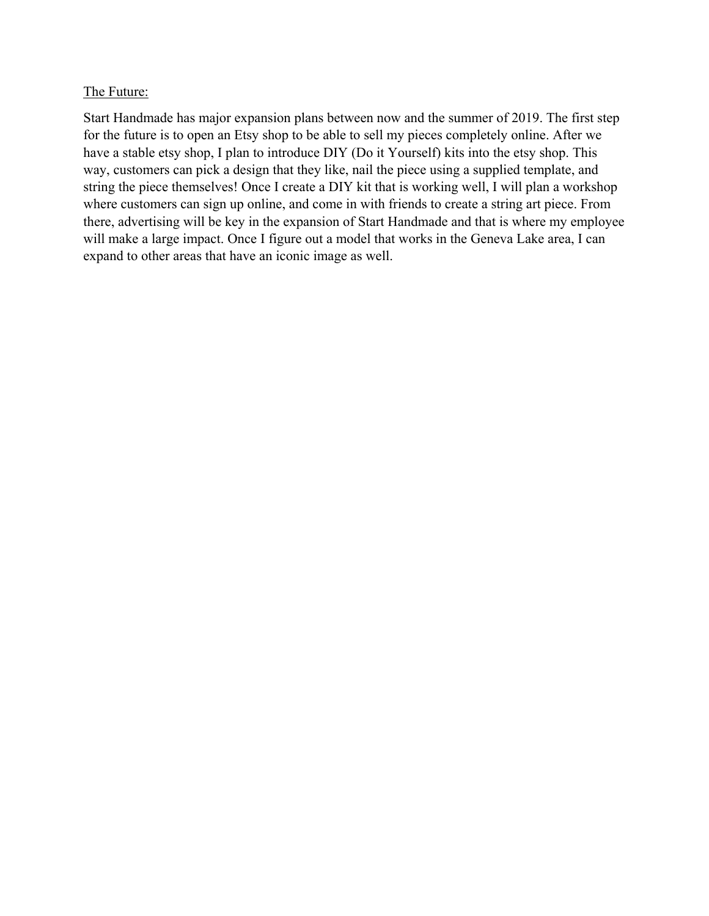<u>The Future:</u>

Start Handmade has major expansion plans between now and the summer of 2019. The first step for the future is to open an Etsy shop to be able to sell my pieces completely online. After we have a stable etsy shop, I plan to introduce DIY (Do it Yourself) kits into the etsy shop. This way, customers can pick a design that they like, nail the piece using a supplied template, and string the piece themselves! Once I create a DIY kit that is working well, I will plan a workshop where customers can sign up online, and come in with friends to create a string art piece. From there, advertising will be key in the expansion of Start Handmade and that is where my employee will make a large impact. Once I figure out a model that works in the Geneva Lake area, I can expand to other areas that have an iconic image as well.